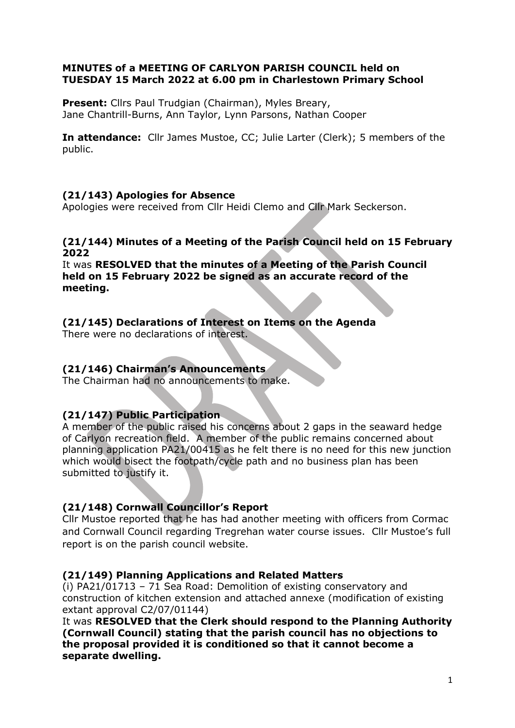**MINUTES of a MEETING OF CARLYON PARISH COUNCIL held on TUESDAY 15 March 2022 at 6.00 pm in Charlestown Primary School**

**Present:** Cllrs Paul Trudgian (Chairman), Myles Breary, Jane Chantrill-Burns, Ann Taylor, Lynn Parsons, Nathan Cooper

**In attendance:** Cllr James Mustoe, CC; Julie Larter (Clerk); 5 members of the public.

### (21/143) Apologies for Absence

Apologies were received from Cllr Heidi Clemo and Cllr Mark Seckerson.

### (21/144) Minutes of a Meeting of the Parish Council held on 15 February 2022

It was **RESOLVED that the minutes of a Meeting of the Parish Council held on 15 February 2022 be signed as an accurate record of the meeting.**

### (21/145) Declarations of Interest on Items on the Agenda

There were no declarations of interest.

### (21/146) Chairman's Announcements

The Chairman had no announcements to make.

### (21/147) Public Participation

A member of the public raised his concerns about 2 gaps in the seaward hedge of Carlyon recreation field. A member of the public remains concerned about planning application PA21/00415 as he felt there is no need for this new junction which would bisect the footpath/cycle path and no business plan has been submitted to justify it.

### (21/148) Cornwall Councillor's Report

Cllr Mustoe reported that he has had another meeting with officers from Cormac and Cornwall Council regarding Tregrehan water course issues. Cllr Mustoe's full report is on the parish council website.

### (21/149) Planning Applications and Related Matters

(i) PA21/01713 – 71 Sea Road: Demolition of existing conservatory and construction of kitchen extension and attached annexe (modification of existing extant approval C2/07/01144)

It was **RESOLVED that the Clerk should respond to the Planning Authority (Cornwall Council) stating that the parish council has no objections to the proposal provided it is conditioned so that it cannot become a separate dwelling.**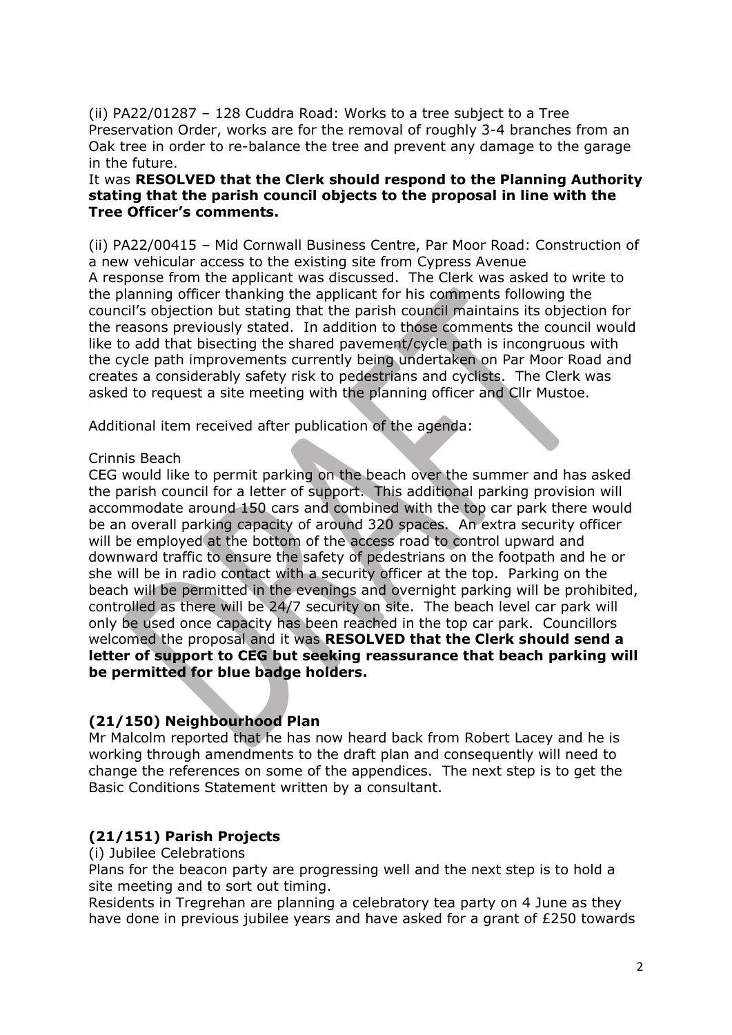(ii) PA22/01287 – 128 Cuddra Road: Works to a tree subject to a Tree Preservation Order, works are for the removal of roughly 3-4 branches from an Oak tree in order to re-balance the tree and prevent any damage to the garage in the future.

It was **RESOLVED that the Clerk should respond to the Planning Authority stating that the parish council objects to the proposal in line with the Tree Officer's comments.**

(ii) PA22/00415 – Mid Cornwall Business Centre, Par Moor Road: Construction of a new vehicular access to the existing site from Cypress Avenue

A response from the applicant was discussed. The Clerk was asked to write to the planning officer thanking the applicant for his comments following the council's objection but stating that the parish council maintains its objection for the reasons previously stated. In addition to those comments the council would like to add that bisecting the shared pavement/cycle path is incongruous with the cycle path improvements currently being undertaken on Par Moor Road and creates a considerably safety risk to pedestrians and cyclists. The Clerk was asked to request a site meeting with the planning officer and Cllr Mustoe.

Additional item received after publication of the agenda:

Crinnis Beach

CEG would like to permit parking on the beach over the summer and has asked the parish council for a letter of support. This additional parking provision will accommodate around 150 cars and combined with the top car park there would be an overall parking capacity of around 320 spaces. An extra security officer will be employed at the bottom of the access road to control upward and downward traffic to ensure the safety of pedestrians on the footpath and he or she will be in radio contact with a security officer at the top. Parking on the beach will be permitted in the evenings and overnight parking will be prohibited, controlled as there will be 24/7 security on site. The beach level car park will only be used once capacity has been reached in the top car park. Councillors welcomed the proposal and it was **RESOLVED that the Clerk should send a letter of support to CEG but seeking reassurance that beach parking will be permitted for blue badge holders.**

### (21/150) Neighbourhood Plan

Mr Malcolm reported that he has now heard back from Robert Lacey and he is working through amendments to the draft plan and consequently will need to change the references on some of the appendices. The next step is to get the Basic Conditions Statement written by a consultant.

### (21/151) Parish Projects

(i) Jubilee Celebrations

Plans for the beacon party are progressing well and the next step is to hold a site meeting and to sort out timing.

Residents in Tregrehan are planning a celebratory tea party on 4 June as they have done in previous jubilee years and have asked for a grant of £250 towards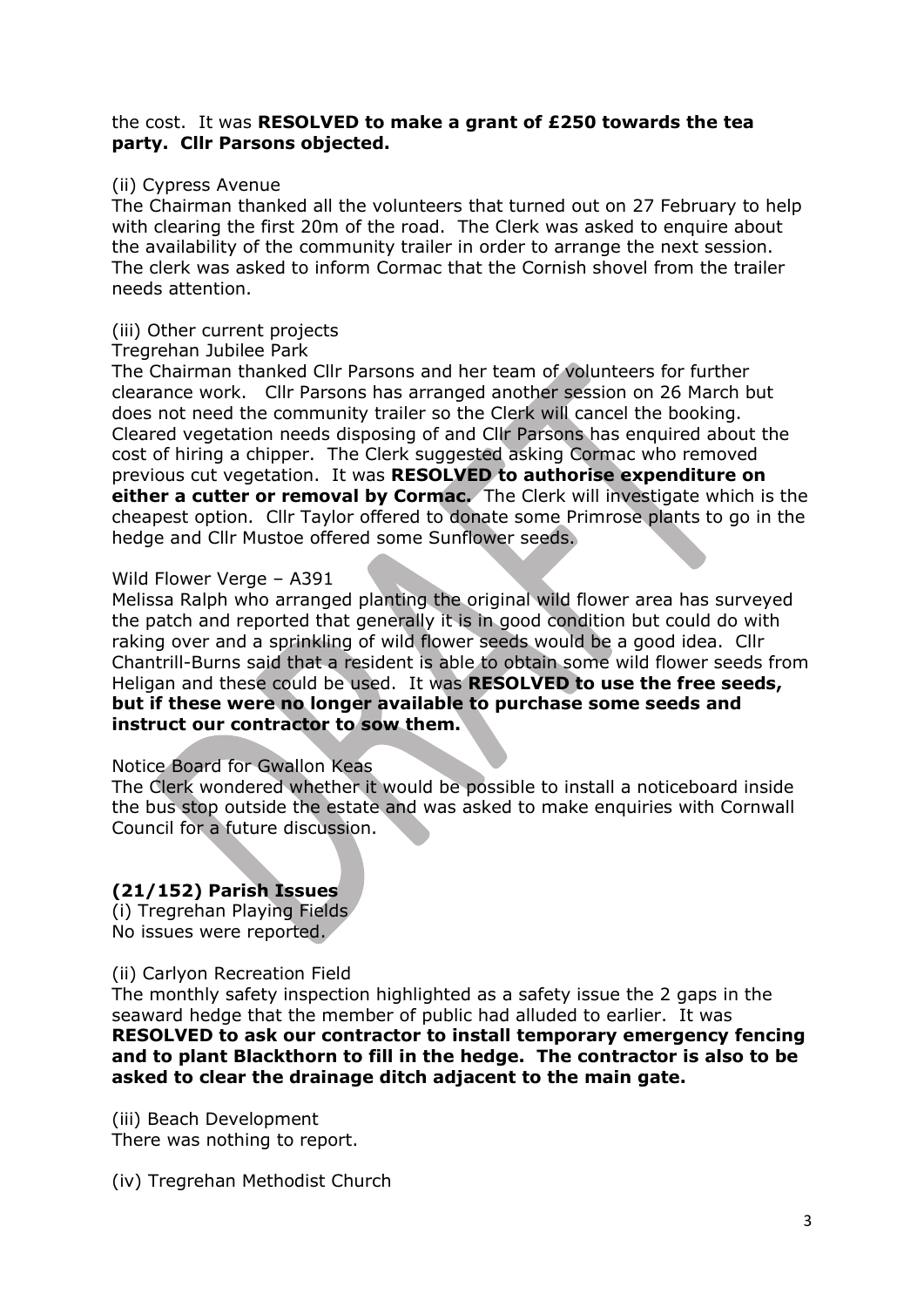the cost. It was **RESOLVED to make a grant of £250 towards the tea party. Cllr Parsons objected.**

(ii) Cypress Avenue

The Chairman thanked all the volunteers that turned out on 27 February to help with clearing the first 20m of the road. The Clerk was asked to enquire about the availability of the community trailer in order to arrange the next session. The clerk was asked to inform Cormac that the Cornish shovel from the trailer needs attention.

(iii) Other current projects

Tregrehan Jubilee Park

The Chairman thanked Cllr Parsons and her team of volunteers for further clearance work. Cllr Parsons has arranged another session on 26 March but does not need the community trailer so the Clerk will cancel the booking. Cleared vegetation needs disposing of and Cllr Parsons has enquired about the cost of hiring a chipper. The Clerk suggested asking Cormac who removed previous cut vegetation. It was **RESOLVED to authorise expenditure on either a cutter or removal by Cormac.** The Clerk will investigate which is the cheapest option. Cllr Taylor offered to donate some Primrose plants to go in the hedge and Cllr Mustoe offered some Sunflower seeds.

Wild Flower Verge – A391

Melissa Ralph who arranged planting the original wild flower area has surveyed the patch and reported that generally it is in good condition but could do with raking over and a sprinkling of wild flower seeds would be a good idea. Cllr Chantrill-Burns said that a resident is able to obtain some wild flower seeds from Heligan and these could be used. It was **RESOLVED to use the free seeds, but if these were no longer available to purchase some seeds and instruct our contractor to sow them.**

Notice Board for Gwallon Keas

The Clerk wondered whether it would be possible to install a noticeboard inside the bus stop outside the estate and was asked to make enquiries with Cornwall Council for a future discussion.

## (21/152) Parish Issues

(i) Tregrehan Playing Fields

No issues were reported.

(ii) Carlyon Recreation Field

The monthly safety inspection highlighted as a safety issue the 2 gaps in the seaward hedge that the member of public had alluded to earlier. It was **RESOLVED to ask our contractor to install temporary emergency fencing and to plant Blackthorn to fill in the hedge. The contractor is also to be asked to clear the drainage ditch adjacent to the main gate.**

(iii) Beach Development

There was nothing to report.

(iv) Tregrehan Methodist Church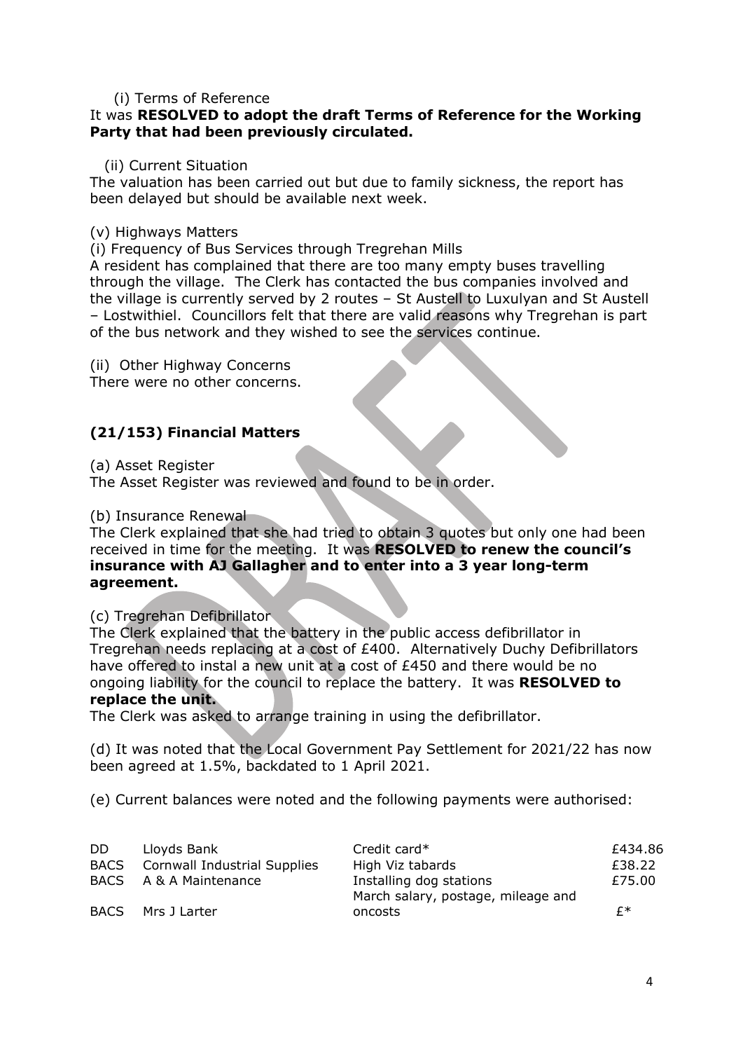(i) Terms of Reference

It was **RESOLVED to adopt the draft Terms of Reference for the Working Party that had been previously circulated.**

(ii) Current Situation

The valuation has been carried out but due to family sickness, the report has been delayed but should be available next week.

(v) Highways Matters

(i) Frequency of Bus Services through Tregrehan Mills

A resident has complained that there are too many empty buses travelling through the village. The Clerk has contacted the bus companies involved and the village is currently served by 2 routes – St Austell to Luxulyan and St Austell – Lostwithiel. Councillors felt that there are valid reasons why Tregrehan is part of the bus network and they wished to see the services continue.

(ii) Other Highway Concerns

There were no other concerns.

## (21/153) Financial Matters

(a) Asset Register

The Asset Register was reviewed and found to be in order.

(b) Insurance Renewal

The Clerk explained that she had tried to obtain 3 quotes but only one had been received in time for the meeting. It was **RESOLVED to renew the council's insurance with AJ Gallagher and to enter into a 3 year long-term agreement.**

(c) Tregrehan Defibrillator

The Clerk explained that the battery in the public access defibrillator in Tregrehan needs replacing at a cost of £400. Alternatively Duchy Defibrillators have offered to instal a new unit at a cost of £450 and there would be no ongoing liability for the council to replace the battery. It was **RESOLVED to replace the unit.**

The Clerk was asked to arrange training in using the defibrillator.

(d) It was noted that the Local Government Pay Settlement for 2021/22 has now been agreed at 1.5%, backdated to 1 April 2021.

(e) Current balances were noted and the following payments were authorised:

| | | | |
|---|---|---|---|
| DD | Lloyds Bank | Credit card* | £434.86 |
| BACS | Cornwall Industrial Supplies | High Viz tabards | £38.22 |
| BACS | A & A Maintenance | Installing dog stations | £75.00 |
| BACS | Mrs J Larter | March salary, postage, mileage and oncosts | £* |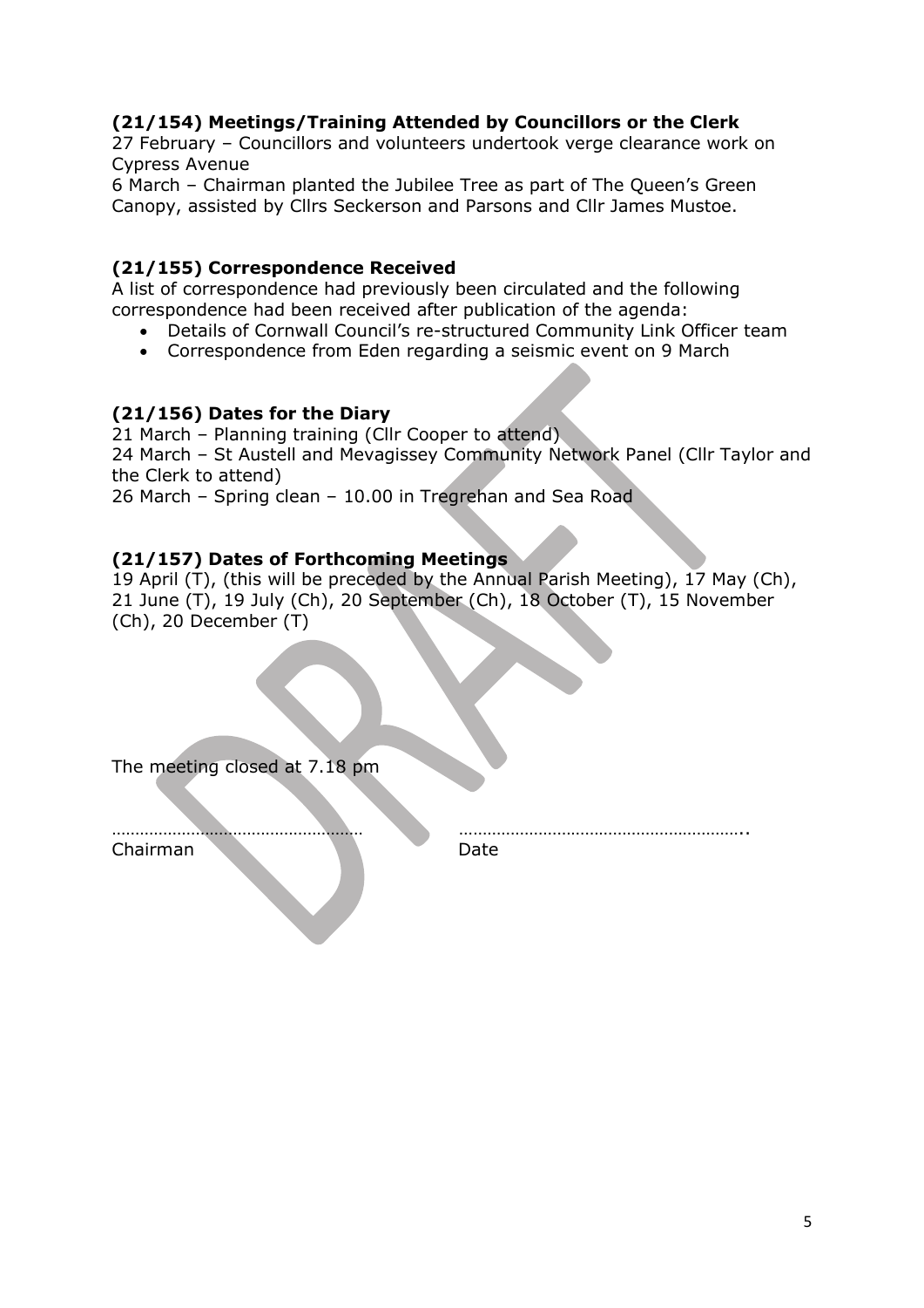### (21/154) Meetings/Training Attended by Councillors or the Clerk

27 February – Councillors and volunteers undertook verge clearance work on Cypress Avenue

6 March – Chairman planted the Jubilee Tree as part of The Queen's Green Canopy, assisted by Cllrs Seckerson and Parsons and Cllr James Mustoe.

### (21/155) Correspondence Received

A list of correspondence had previously been circulated and the following correspondence had been received after publication of the agenda:

- Details of Cornwall Council's re-structured Community Link Officer team
- Correspondence from Eden regarding a seismic event on 9 March

### (21/156) Dates for the Diary

21 March – Planning training (Cllr Cooper to attend)

24 March – St Austell and Mevagissey Community Network Panel (Cllr Taylor and the Clerk to attend)

26 March – Spring clean – 10.00 in Tregrehan and Sea Road

### (21/157) Dates of Forthcoming Meetings

19 April (T), (this will be preceded by the Annual Parish Meeting), 17 May (Ch), 21 June (T), 19 July (Ch), 20 September (Ch), 18 October (T), 15 November (Ch), 20 December (T)

The meeting closed at 7.18 pm

……………………………………………… ……………………………………………………..

Chairman Date